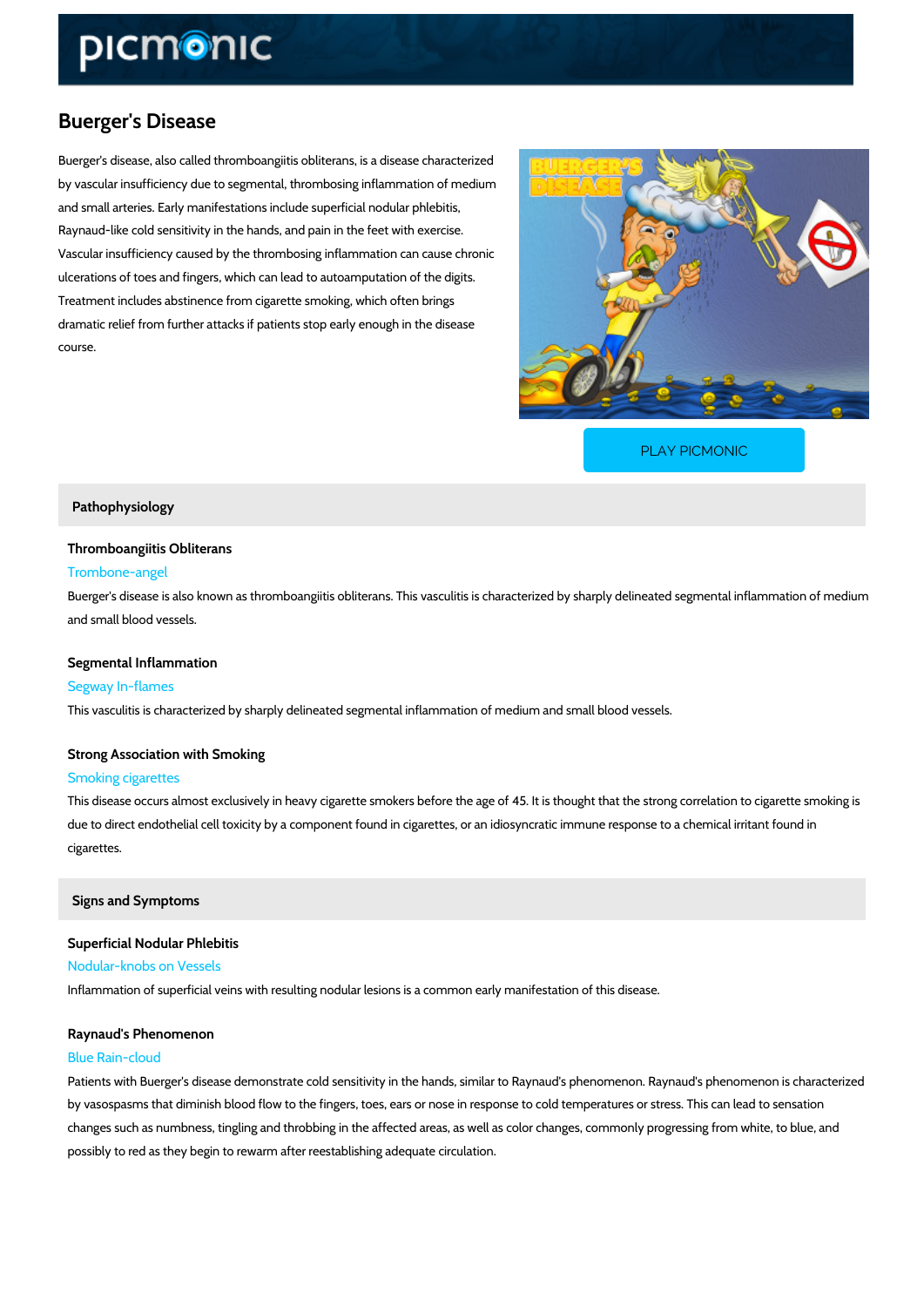# Buerger's Disease

Buerger's disease, also called thromboangiitis obliterans, is a disease characterized by vascular insufficiency due to segmental, thrombosing inflammation of medium and small arteries. Early manifestations include superficial nodular phlebitis, Raynaud-like cold sensitivity in the hands, and pain in the feet with exercise. Vascular insufficiency caused by the thrombosing inflammation can cause chronic ulcerations of toes and fingers, which can lead to autoamputation of the digits. Treatment includes abstinence from cigarette smoking, which often brings dramatic relief from further attacks if patients stop early enough in the disease course.

PLAY PICMONIC

## Pathophysiology

### Thromboangiitis Obliterans

Trombone-angel

Buerger's disease is also known as thromboangiitis obliterans. This vasculitis is characterized by sharply delineated segmental inflammation of medium and small blood vessels.

### Segmental Inflammation

Segway In-flames

This vasculitis is characterized by sharply delineated segmental inflammation of medium and small blood vessels.

### Strong Association with Smoking

Smoking cigarettes

This disease occurs almost exclusively in heavy cigarette smokers before the age of 45. It is thought that the strong correlation to cigarette smoking is due to direct endothelial cell toxicity by a component found in cigarettes, or an idiosyncratic immune response to a chemical irritant found in cigarettes.

## Signs and Symptoms

### Superficial Nodular Phlebitis

Nodular-knobs on Vessels

Inflammation of superficial veins with resulting nodular lesions is a common early manifestation of this disease.

### Raynaud's Phenomenon

Blue Rain-cloud

Patients with Buerger's disease demonstrate cold sensitivity in the hands, similar to Raynaud's phenomenon. Raynaud's phenomenon is characterized by vasospasms that diminish blood flow to the fingers, toes, ears or nose in response to cold temperatures or stress. This can lead to sensation changes such as numbness, tingling and throbbing in the affected areas, as well as color changes, commonly progressing from white, to blue, and possibly to red as they begin to rewarm after reestablishing adequate circulation.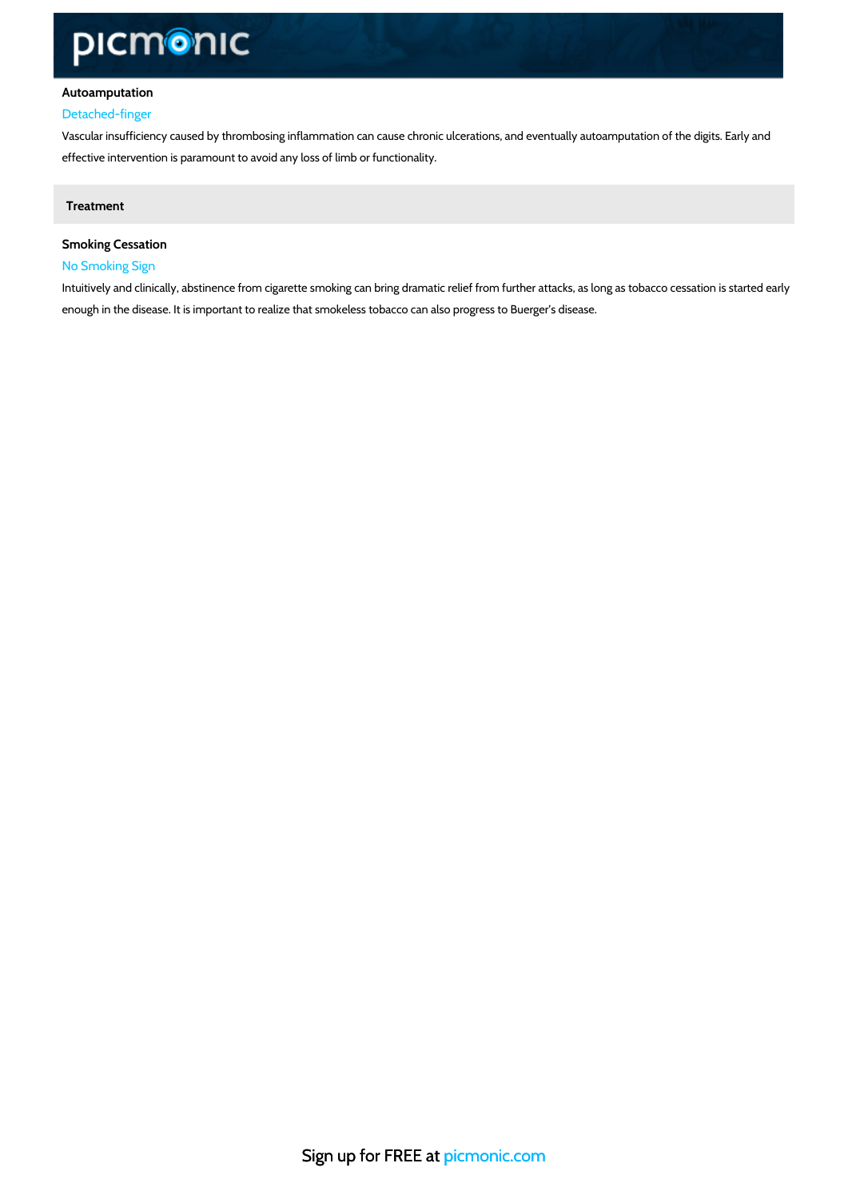### Autoamputation

Detached-finger

Vascular insufficiency caused by thrombosing inflammation can cause chronic ulcerations, and eventually autoamputation of the digits. Early and effective intervention is paramount to avoid any loss of limb or functionality.

## Treatment

### Smoking Cessation

No Smoking Sign

Intuitively and clinically, abstinence from cigarette smoking can bring dramatic relief from further attacks, as long as tobacco cessation is started early enough in the disease. It is important to realize that smokeless tobacco can also progress to Buerger's disease.